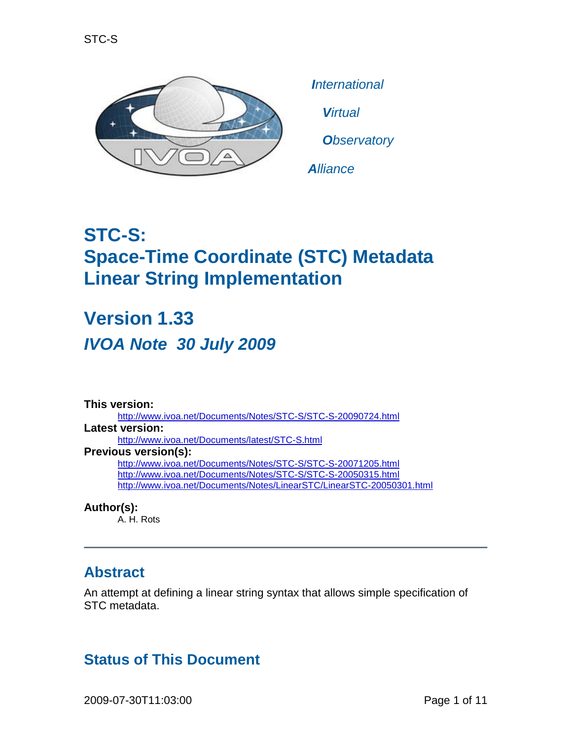International

Virtual

Observatory

Alliance

# STC-S: Space-Time Coordinate (STC) Metadata Linear String Implementation

## Version 1.33

## *IVOA Note 30 July 2009*

**This version:**

http://www.ivoa.net/Documents/Notes/STC-S/STC-S-20090724.html

**Latest version:**

http://www.ivoa.net/Documents/latest/STC-S.html

**Previous version(s):**

http://www.ivoa.net/Documents/Notes/STC-S/STC-S-20071205.html
http://www.ivoa.net/Documents/Notes/STC-S/STC-S-20050315.html
http://www.ivoa.net/Documents/Notes/LinearSTC/LinearSTC-20050301.html

**Author(s):**

A. H. Rots

---

## Abstract

An attempt at defining a linear string syntax that allows simple specification of STC metadata.

## Status of This Document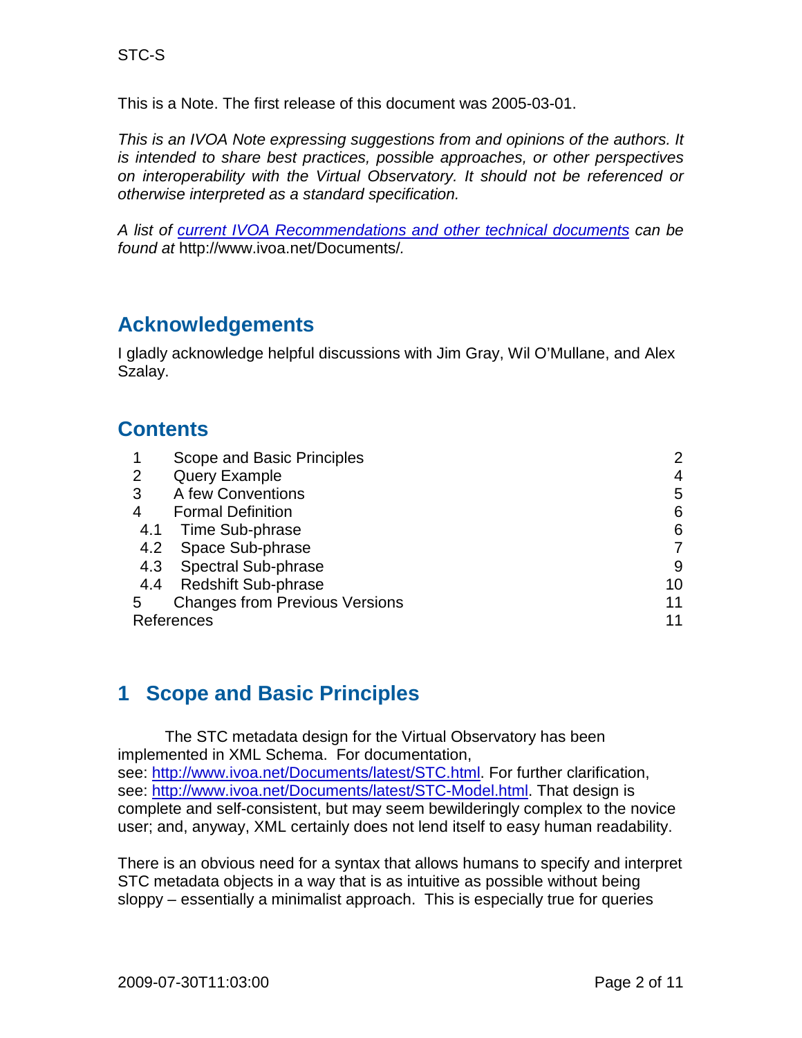This is a Note. The first release of this document was 2005-03-01.

*This is an IVOA Note expressing suggestions from and opinions of the authors. It is intended to share best practices, possible approaches, or other perspectives on interoperability with the Virtual Observatory. It should not be referenced or otherwise interpreted as a standard specification.*

*A list of [current IVOA Recommendations and other technical documents](http://www.ivoa.net/Documents/) can be found at* http://www.ivoa.net/Documents/.

## Acknowledgements

I gladly acknowledge helpful discussions with Jim Gray, Wil O'Mullane, and Alex Szalay.

## Contents

| | | |
|---|---|---|
| 1 | Scope and Basic Principles | 2 |
| 2 | Query Example | 4 |
| 3 | A few Conventions | 5 |
| 4 | Formal Definition | 6 |
| 4.1 | Time Sub-phrase | 6 |
| 4.2 | Space Sub-phrase | 7 |
| 4.3 | Spectral Sub-phrase | 9 |
| 4.4 | Redshift Sub-phrase | 10 |
| 5 | Changes from Previous Versions | 11 |
| | References | 11 |

## 1 Scope and Basic Principles

The STC metadata design for the Virtual Observatory has been implemented in XML Schema. For documentation, see: http://www.ivoa.net/Documents/latest/STC.html. For further clarification, see: http://www.ivoa.net/Documents/latest/STC-Model.html. That design is complete and self-consistent, but may seem bewilderingly complex to the novice user; and, anyway, XML certainly does not lend itself to easy human readability.

There is an obvious need for a syntax that allows humans to specify and interpret STC metadata objects in a way that is as intuitive as possible without being sloppy – essentially a minimalist approach. This is especially true for queries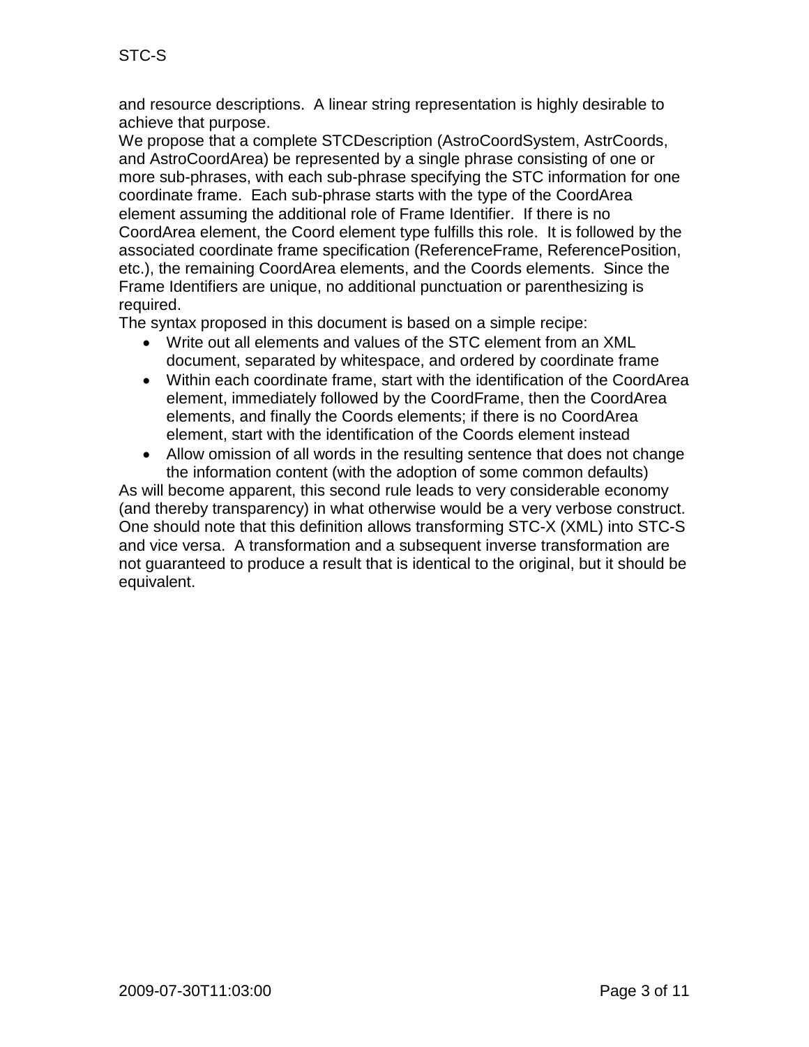and resource descriptions. A linear string representation is highly desirable to achieve that purpose.

We propose that a complete STCDescription (AstroCoordSystem, AstrCoords, and AstroCoordArea) be represented by a single phrase consisting of one or more sub-phrases, with each sub-phrase specifying the STC information for one coordinate frame. Each sub-phrase starts with the type of the CoordArea element assuming the additional role of Frame Identifier. If there is no CoordArea element, the Coord element type fulfills this role. It is followed by the associated coordinate frame specification (ReferenceFrame, ReferencePosition, etc.), the remaining CoordArea elements, and the Coords elements. Since the Frame Identifiers are unique, no additional punctuation or parenthesizing is required.

The syntax proposed in this document is based on a simple recipe:

- Write out all elements and values of the STC element from an XML document, separated by whitespace, and ordered by coordinate frame
- Within each coordinate frame, start with the identification of the CoordArea element, immediately followed by the CoordFrame, then the CoordArea elements, and finally the Coords elements; if there is no CoordArea element, start with the identification of the Coords element instead
- Allow omission of all words in the resulting sentence that does not change the information content (with the adoption of some common defaults)

As will become apparent, this second rule leads to very considerable economy (and thereby transparency) in what otherwise would be a very verbose construct.

One should note that this definition allows transforming STC-X (XML) into STC-S and vice versa. A transformation and a subsequent inverse transformation are not guaranteed to produce a result that is identical to the original, but it should be equivalent.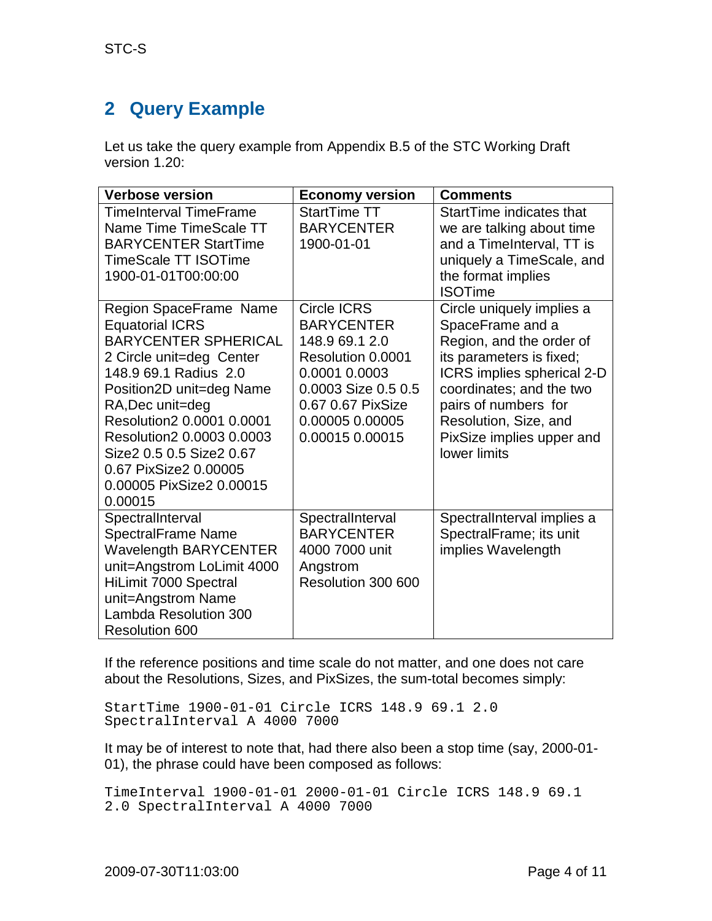## 2 Query Example

Let us take the query example from Appendix B.5 of the STC Working Draft version 1.20:

| Verbose version | Economy version | Comments |
|---|---|---|
| TimeInterval TimeFrame Name Time TimeScale TT BARYCENTER StartTime TimeScale TT ISOTime 1900-01-01T00:00:00 | StartTime TT BARYCENTER 1900-01-01 | StartTime indicates that we are talking about time and a TimeInterval, TT is uniquely a TimeScale, and the format implies ISOTime |
| Region SpaceFrame Name Equatorial ICRS BARYCENTER SPHERICAL 2 Circle unit=deg Center 148.9 69.1 Radius 2.0 Position2D unit=deg Name RA,Dec unit=deg Resolution2 0.0001 0.0001 Resolution2 0.0003 0.0003 Size2 0.5 0.5 Size2 0.67 0.67 PixSize2 0.00005 0.00005 PixSize2 0.00015 0.00015 | Circle ICRS BARYCENTER 148.9 69.1 2.0 Resolution 0.0001 0.0001 0.0003 0.0003 Size 0.5 0.5 0.67 0.67 PixSize 0.00005 0.00005 0.00015 0.00015 | Circle uniquely implies a SpaceFrame and a Region, and the order of its parameters is fixed; ICRS implies spherical 2-D coordinates; and the two pairs of numbers for Resolution, Size, and PixSize implies upper and lower limits |
| SpectralInterval SpectralFrame Name Wavelength BARYCENTER unit=Angstrom LoLimit 4000 HiLimit 7000 Spectral unit=Angstrom Name Lambda Resolution 300 Resolution 600 | SpectralInterval BARYCENTER 4000 7000 unit Angstrom Resolution 300 600 | SpectralInterval implies a SpectralFrame; its unit implies Wavelength |

If the reference positions and time scale do not matter, and one does not care about the Resolutions, Sizes, and PixSizes, the sum-total becomes simply:

```
StartTime 1900-01-01 Circle ICRS 148.9 69.1 2.0
SpectralInterval A 4000 7000
```

It may be of interest to note that, had there also been a stop time (say, 2000-01-01), the phrase could have been composed as follows:

```
TimeInterval 1900-01-01 2000-01-01 Circle ICRS 148.9 69.1
2.0 SpectralInterval A 4000 7000
```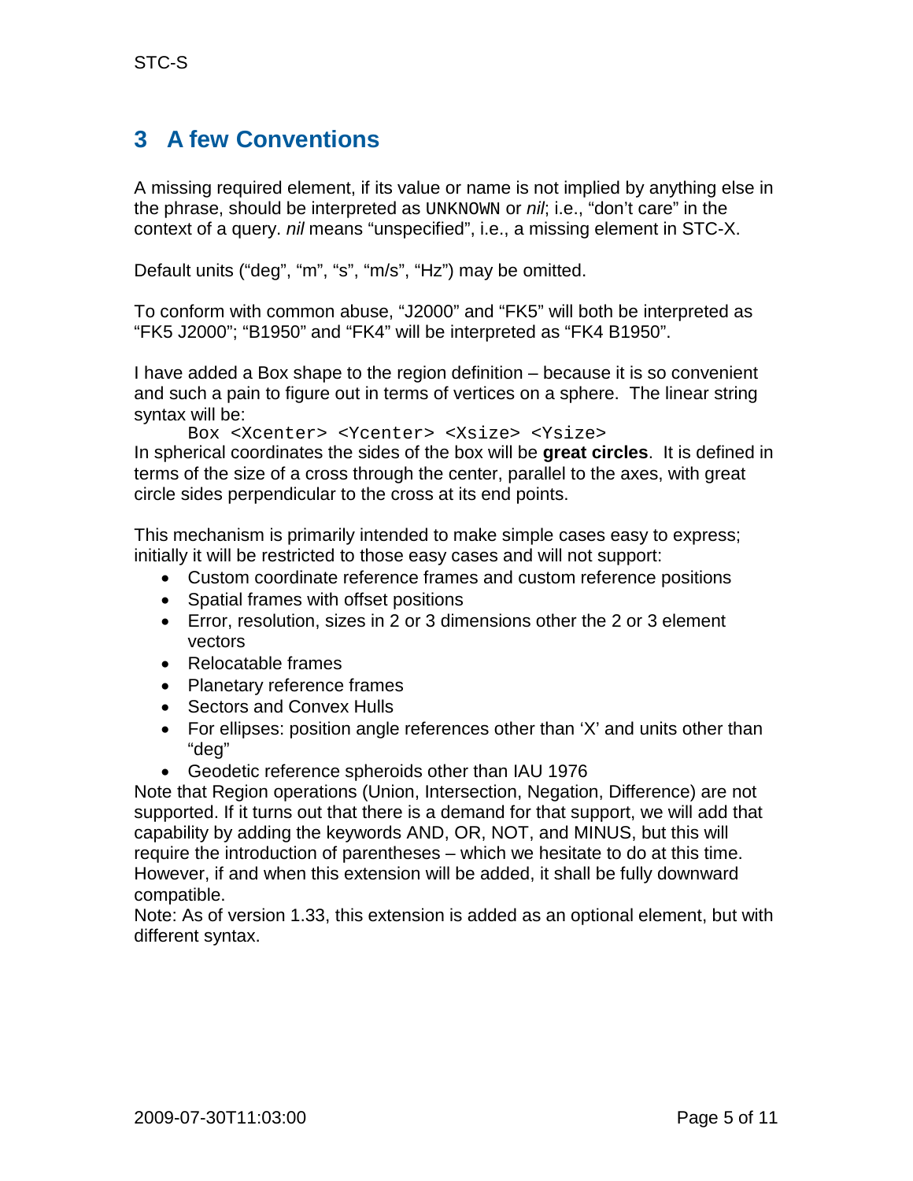# 3 A few Conventions

A missing required element, if its value or name is not implied by anything else in the phrase, should be interpreted as `UNKNOWN` or *nil*; i.e., "don't care" in the context of a query. *nil* means "unspecified", i.e., a missing element in STC-X.

Default units ("deg", "m", "s", "m/s", "Hz") may be omitted.

To conform with common abuse, "J2000" and "FK5" will both be interpreted as "FK5 J2000"; "B1950" and "FK4" will be interpreted as "FK4 B1950".

I have added a Box shape to the region definition – because it is so convenient and such a pain to figure out in terms of vertices on a sphere. The linear string syntax will be:

```
Box <Xcenter> <Ycenter> <Xsize> <Ysize>
```

In spherical coordinates the sides of the box will be **great circles**. It is defined in terms of the size of a cross through the center, parallel to the axes, with great circle sides perpendicular to the cross at its end points.

This mechanism is primarily intended to make simple cases easy to express; initially it will be restricted to those easy cases and will not support:

- Custom coordinate reference frames and custom reference positions
- Spatial frames with offset positions
- Error, resolution, sizes in 2 or 3 dimensions other the 2 or 3 element vectors
- Relocatable frames
- Planetary reference frames
- Sectors and Convex Hulls
- For ellipses: position angle references other than 'X' and units other than "deg"
- Geodetic reference spheroids other than IAU 1976

Note that Region operations (Union, Intersection, Negation, Difference) are not supported. If it turns out that there is a demand for that support, we will add that capability by adding the keywords AND, OR, NOT, and MINUS, but this will require the introduction of parentheses – which we hesitate to do at this time. However, if and when this extension will be added, it shall be fully downward compatible.

Note: As of version 1.33, this extension is added as an optional element, but with different syntax.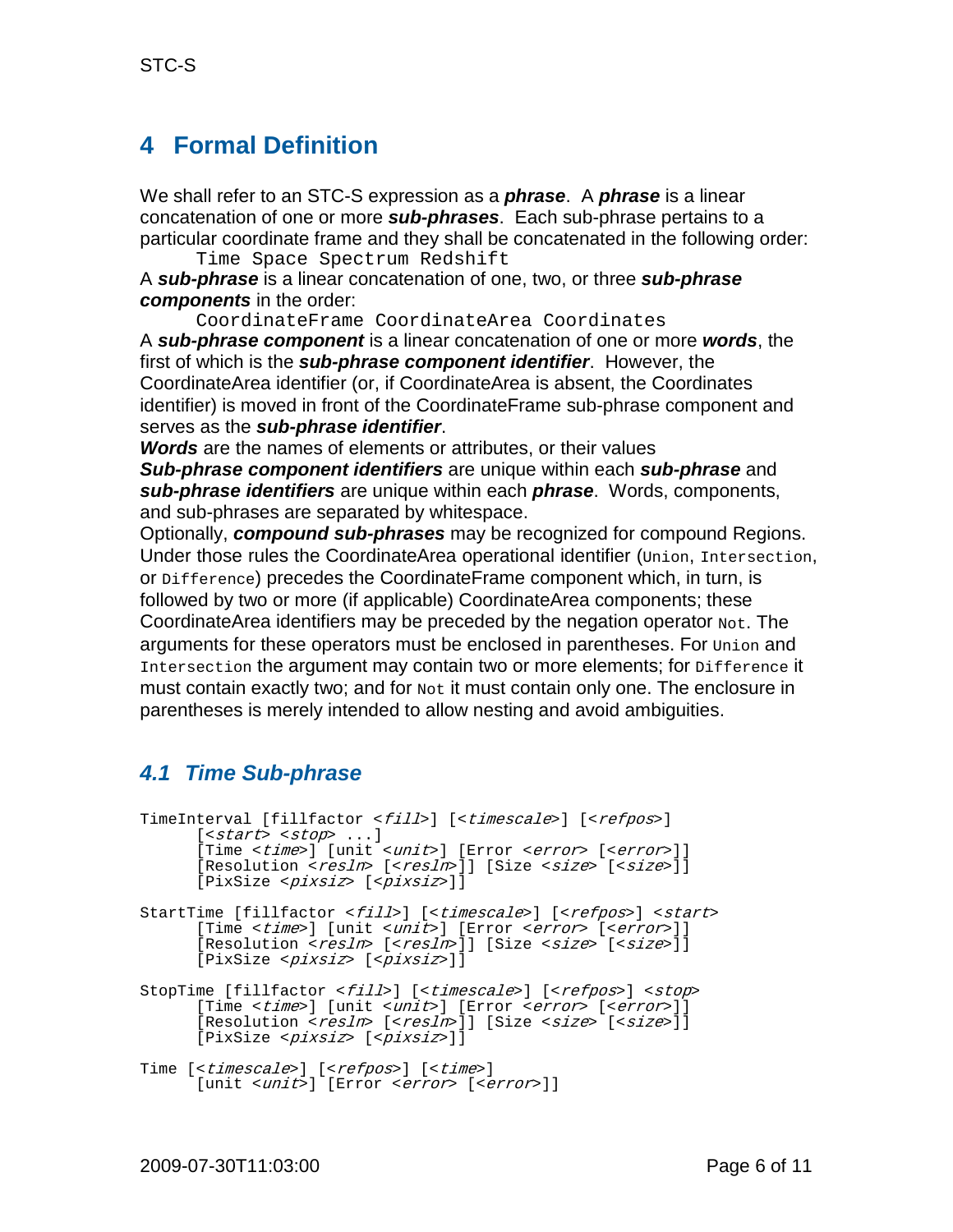# 4 Formal Definition

We shall refer to an STC-S expression as a ***phrase***. A ***phrase*** is a linear concatenation of one or more ***sub-phrases***. Each sub-phrase pertains to a particular coordinate frame and they shall be concatenated in the following order:

```
Time Space Spectrum Redshift
```

A ***sub-phrase*** is a linear concatenation of one, two, or three ***sub-phrase components*** in the order:

```
CoordinateFrame CoordinateArea Coordinates
```

A ***sub-phrase component*** is a linear concatenation of one or more ***words***, the first of which is the ***sub-phrase component identifier***. However, the CoordinateArea identifier (or, if CoordinateArea is absent, the Coordinates identifier) is moved in front of the CoordinateFrame sub-phrase component and serves as the ***sub-phrase identifier***.

***Words*** are the names of elements or attributes, or their values

***Sub-phrase component identifiers*** are unique within each ***sub-phrase*** and ***sub-phrase identifiers*** are unique within each ***phrase***. Words, components, and sub-phrases are separated by whitespace.

Optionally, ***compound sub-phrases*** may be recognized for compound Regions. Under those rules the CoordinateArea operational identifier (`Union`, `Intersection`, or `Difference`) precedes the CoordinateFrame component which, in turn, is followed by two or more (if applicable) CoordinateArea components; these CoordinateArea identifiers may be preceded by the negation operator `Not`. The arguments for these operators must be enclosed in parentheses. For `Union` and `Intersection` the argument may contain two or more elements; for `Difference` it must contain exactly two; and for `Not` it must contain only one. The enclosure in parentheses is merely intended to allow nesting and avoid ambiguities.

## *4.1 Time Sub-phrase*

```
TimeInterval [fillfactor <fill>] [<timescale>] [<refpos>]
      [<start> <stop> ...]
      [Time <time>] [unit <unit>] [Error <error> [<error>]]
      [Resolution <resln> [<resln>]] [Size <size> [<size>]]
      [PixSize <pixsiz> [<pixsiz>]]

StartTime [fillfactor <fill>] [<timescale>] [<refpos>] <start>
      [Time <time>] [unit <unit>] [Error <error> [<error>]]
      [Resolution <resln> [<resln>]] [Size <size> [<size>]]
      [PixSize <pixsiz> [<pixsiz>]]

StopTime [fillfactor <fill>] [<timescale>] [<refpos>] <stop>
      [Time <time>] [unit <unit>] [Error <error> [<error>]]
      [Resolution <resln> [<resln>]] [Size <size> [<size>]]
      [PixSize <pixsiz> [<pixsiz>]]

Time [<timescale>] [<refpos>] [<time>]
      [unit <unit>] [Error <error> [<error>]]
```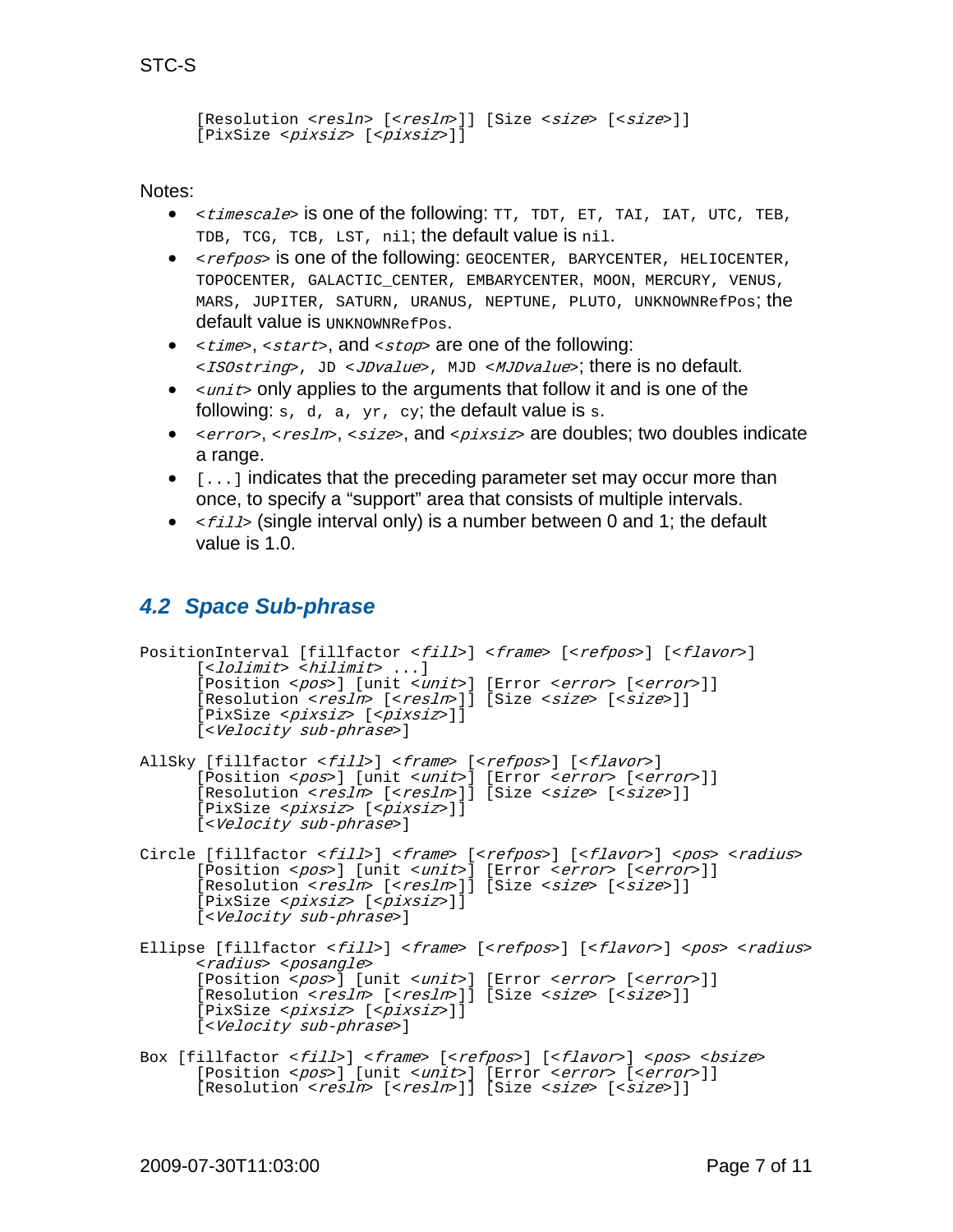```
      [Resolution <resln> [<resln>]] [Size <size> [<size>]]
      [PixSize <pixsiz> [<pixsiz>]]
```

Notes:

- `<timescale>` is one of the following: `TT, TDT, ET, TAI, IAT, UTC, TEB, TDB, TCG, TCB, LST, nil`; the default value is `nil`.
- `<refpos>` is one of the following: `GEOCENTER, BARYCENTER, HELIOCENTER, TOPOCENTER, GALACTIC_CENTER, EMBARYCENTER, MOON, MERCURY, VENUS, MARS, JUPITER, SATURN, URANUS, NEPTUNE, PLUTO, UNKNOWNRefPos`; the default value is `UNKNOWNRefPos`.
- `<time>`, `<start>`, and `<stop>` are one of the following: `<ISOstring>, JD <JDvalue>, MJD <MJDvalue>`; there is no default.
- `<unit>` only applies to the arguments that follow it and is one of the following: `s, d, a, yr, cy`; the default value is `s`.
- `<error>`, `<resln>`, `<size>`, and `<pixsiz>` are doubles; two doubles indicate a range.
- `[...]` indicates that the preceding parameter set may occur more than once, to specify a “support” area that consists of multiple intervals.
- `<fill>` (single interval only) is a number between 0 and 1; the default value is 1.0.

## 4.2 Space Sub-phrase

```
PositionInterval [fillfactor <fill>] <frame> [<refpos>] [<flavor>]
      [<lolimit> <hilimit> ...]
      [Position <pos>] [unit <unit>] [Error <error> [<error>]]
      [Resolution <resln> [<resln>]] [Size <size> [<size>]]
      [PixSize <pixsiz> [<pixsiz>]]
      [<Velocity sub-phrase>]

AllSky [fillfactor <fill>] <frame> [<refpos>] [<flavor>]
      [Position <pos>] [unit <unit>] [Error <error> [<error>]]
      [Resolution <resln> [<resln>]] [Size <size> [<size>]]
      [PixSize <pixsiz> [<pixsiz>]]
      [<Velocity sub-phrase>]

Circle [fillfactor <fill>] <frame> [<refpos>] [<flavor>] <pos> <radius>
      [Position <pos>] [unit <unit>] [Error <error> [<error>]]
      [Resolution <resln> [<resln>]] [Size <size> [<size>]]
      [PixSize <pixsiz> [<pixsiz>]]
      [<Velocity sub-phrase>]

Ellipse [fillfactor <fill>] <frame> [<refpos>] [<flavor>] <pos> <radius>
      <radius> <posangle>
      [Position <pos>] [unit <unit>] [Error <error> [<error>]]
      [Resolution <resln> [<resln>]] [Size <size> [<size>]]
      [PixSize <pixsiz> [<pixsiz>]]
      [<Velocity sub-phrase>]

Box [fillfactor <fill>] <frame> [<refpos>] [<flavor>] <pos> <bsize>
      [Position <pos>] [unit <unit>] [Error <error> [<error>]]
      [Resolution <resln> [<resln>]] [Size <size> [<size>]]
```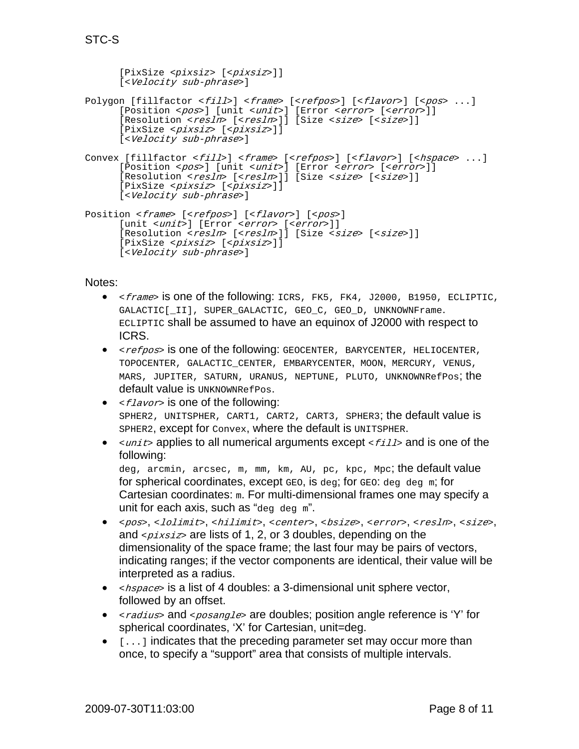```
      [PixSize <pixsiz> [<pixsiz>]]
      [<Velocity sub-phrase>]

Polygon [fillfactor <fill>] <frame> [<refpos>] [<flavor>] [<pos> ...]
      [Position <pos>] [unit <unit>] [Error <error> [<error>]]
      [Resolution <resln> [<resln>]] [Size <size> [<size>]]
      [PixSize <pixsiz> [<pixsiz>]]
      [<Velocity sub-phrase>]

Convex [fillfactor <fill>] <frame> [<refpos>] [<flavor>] [<hspace> ...]
      [Position <pos>] [unit <unit>] [Error <error> [<error>]]
      [Resolution <resln> [<resln>]] [Size <size> [<size>]]
      [PixSize <pixsiz> [<pixsiz>]]
      [<Velocity sub-phrase>]

Position <frame> [<refpos>] [<flavor>] [<pos>]
      [unit <unit>] [Error <error> [<error>]]
      [Resolution <resln> [<resln>]] [Size <size> [<size>]]
      [PixSize <pixsiz> [<pixsiz>]]
      [<Velocity sub-phrase>]
```

Notes:

- `<frame>` is one of the following: `ICRS, FK5, FK4, J2000, B1950, ECLIPTIC, GALACTIC[_II], SUPER_GALACTIC, GEO_C, GEO_D, UNKNOWNFrame`. `ECLIPTIC` shall be assumed to have an equinox of J2000 with respect to ICRS.
- `<refpos>` is one of the following: `GEOCENTER, BARYCENTER, HELIOCENTER, TOPOCENTER, GALACTIC_CENTER, EMBARYCENTER, MOON, MERCURY, VENUS, MARS, JUPITER, SATURN, URANUS, NEPTUNE, PLUTO, UNKNOWNRefPos`; the default value is `UNKNOWNRefPos`.
- `<flavor>` is one of the following: `SPHER2, UNITSPHER, CART1, CART2, CART3, SPHER3`; the default value is `SPHER2`, except for `Convex`, where the default is `UNITSPHER`.
- `<unit>` applies to all numerical arguments except `<fill>` and is one of the following: `deg, arcmin, arcsec, m, mm, km, AU, pc, kpc, Mpc`; the default value for spherical coordinates, except `GEO`, is `deg`; for `GEO`: `deg deg m`; for Cartesian coordinates: `m`. For multi-dimensional frames one may specify a unit for each axis, such as "`deg deg m`".
- `<pos>`, `<lolimit>`, `<hilimit>`, `<center>`, `<bsize>`, `<error>`, `<resln>`, `<size>`, and `<pixsiz>` are lists of 1, 2, or 3 doubles, depending on the dimensionality of the space frame; the last four may be pairs of vectors, indicating ranges; if the vector components are identical, their value will be interpreted as a radius.
- `<hspace>` is a list of 4 doubles: a 3-dimensional unit sphere vector, followed by an offset.
- `<radius>` and `<posangle>` are doubles; position angle reference is 'Y' for spherical coordinates, 'X' for Cartesian, unit=deg.
- `[...]` indicates that the preceding parameter set may occur more than once, to specify a "support" area that consists of multiple intervals.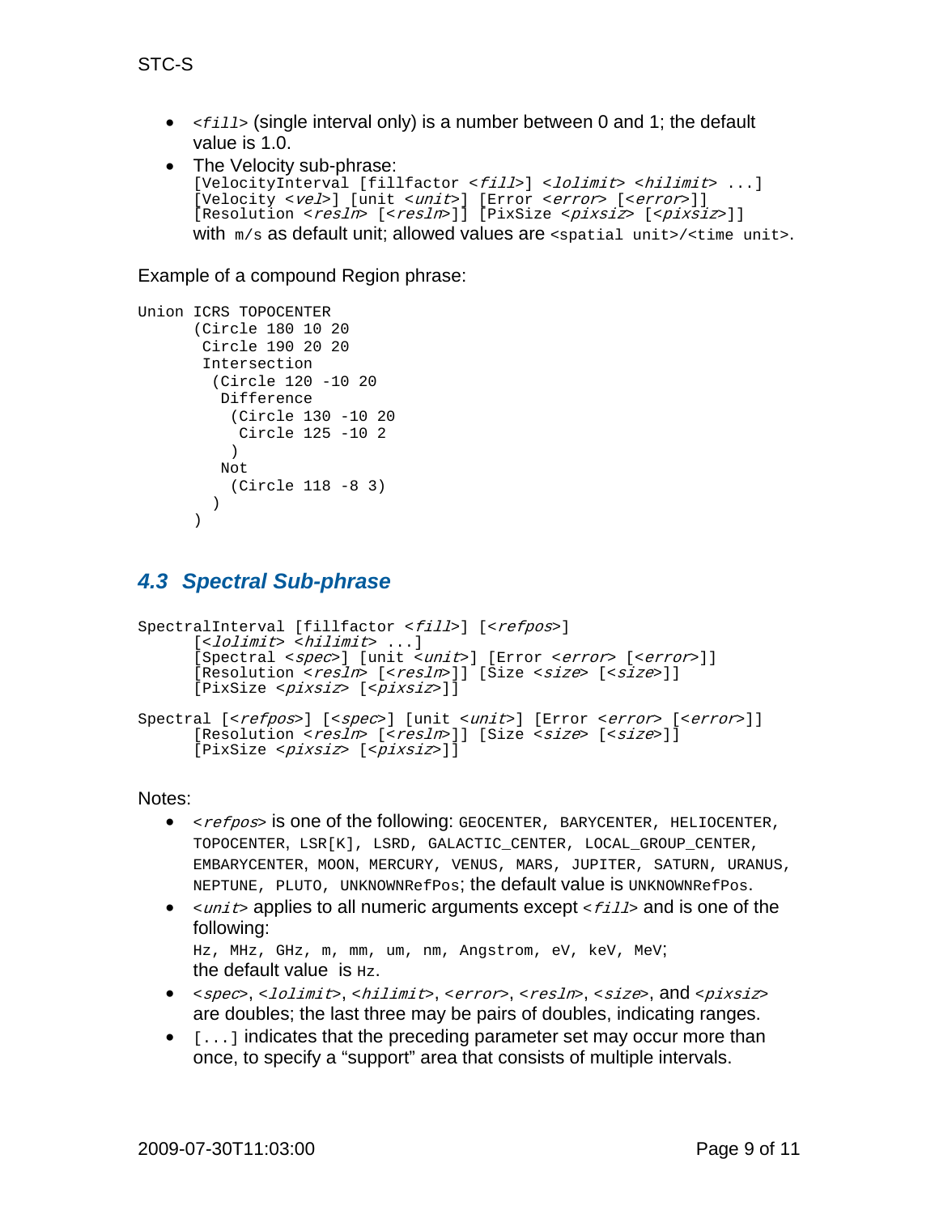- `<fill>` (single interval only) is a number between 0 and 1; the default value is 1.0.
- The Velocity sub-phrase:
  ```
  [VelocityInterval [fillfactor <fill>] <lolimit> <hilimit> ...]
  [Velocity <vel>] [unit <unit>] [Error <error> [<error>]]
  [Resolution <resln> [<resln>]] [PixSize <pixsiz> [<pixsiz>]]
  ```
  with `m/s` as default unit; allowed values are `<spatial unit>/<time unit>`.

Example of a compound Region phrase:

```
Union ICRS TOPOCENTER
      (Circle 180 10 20
       Circle 190 20 20
       Intersection
        (Circle 120 -10 20
         Difference
          (Circle 130 -10 20
           Circle 125 -10 2
          )
         Not
          (Circle 118 -8 3)
        )
      )
```

## 4.3 Spectral Sub-phrase

```
SpectralInterval [fillfactor <fill>] [<refpos>]
      [<lolimit> <hilimit> ...]
      [Spectral <spec>] [unit <unit>] [Error <error> [<error>]]
      [Resolution <resln> [<resln>]] [Size <size> [<size>]]
      [PixSize <pixsiz> [<pixsiz>]]

Spectral [<refpos>] [<spec>] [unit <unit>] [Error <error> [<error>]]
      [Resolution <resln> [<resln>]] [Size <size> [<size>]]
      [PixSize <pixsiz> [<pixsiz>]]
```

Notes:

- `<refpos>` is one of the following: `GEOCENTER, BARYCENTER, HELIOCENTER, TOPOCENTER, LSR[K], LSRD, GALACTIC_CENTER, LOCAL_GROUP_CENTER, EMBARYCENTER, MOON, MERCURY, VENUS, MARS, JUPITER, SATURN, URANUS, NEPTUNE, PLUTO, UNKNOWNRefPos`; the default value is `UNKNOWNRefPos`.
- `<unit>` applies to all numeric arguments except `<fill>` and is one of the following:
  `Hz, MHz, GHz, m, mm, um, nm, Angstrom, eV, keV, MeV`;
  the default value is `Hz`.
- `<spec>`, `<lolimit>`, `<hilimit>`, `<error>`, `<resln>`, `<size>`, and `<pixsiz>` are doubles; the last three may be pairs of doubles, indicating ranges.
- `[...]` indicates that the preceding parameter set may occur more than once, to specify a “support” area that consists of multiple intervals.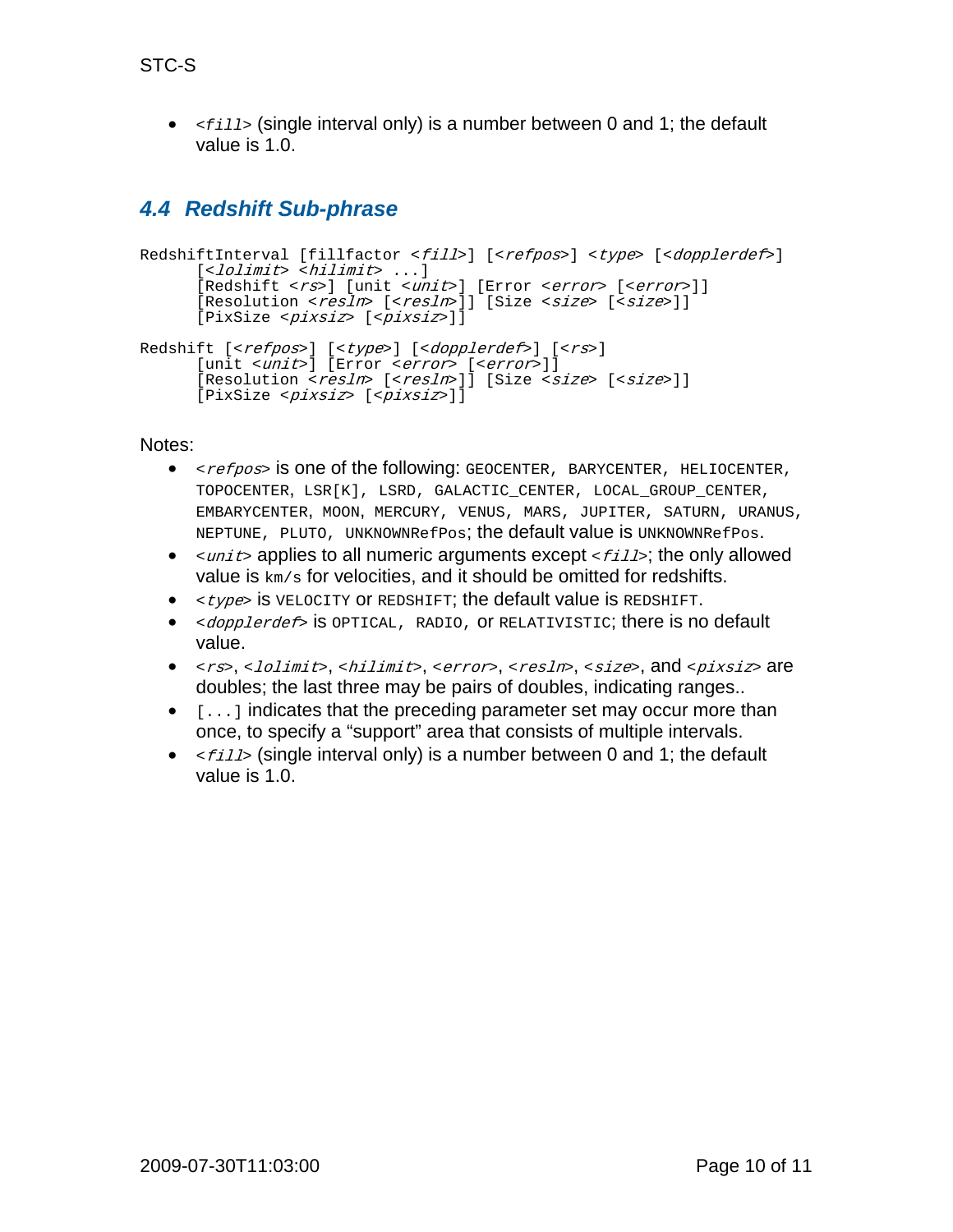- `<fill>` (single interval only) is a number between 0 and 1; the default value is 1.0.

## 4.4 Redshift Sub-phrase

```
RedshiftInterval [fillfactor <fill>] [<refpos>] <type> [<dopplerdef>]
      [<lolimit> <hilimit> ...]
      [Redshift <rs>] [unit <unit>] [Error <error> [<error>]]
      [Resolution <resln> [<resln>]] [Size <size> [<size>]]
      [PixSize <pixsiz> [<pixsiz>]]

Redshift [<refpos>] [<type>] [<dopplerdef>] [<rs>]
      [unit <unit>] [Error <error> [<error>]]
      [Resolution <resln> [<resln>]] [Size <size> [<size>]]
      [PixSize <pixsiz> [<pixsiz>]]
```

Notes:

- `<refpos>` is one of the following: `GEOCENTER, BARYCENTER, HELIOCENTER, TOPOCENTER, LSR[K], LSRD, GALACTIC_CENTER, LOCAL_GROUP_CENTER, EMBARYCENTER, MOON, MERCURY, VENUS, MARS, JUPITER, SATURN, URANUS, NEPTUNE, PLUTO, UNKNOWNRefPos`; the default value is `UNKNOWNRefPos`.
- `<unit>` applies to all numeric arguments except `<fill>`; the only allowed value is `km/s` for velocities, and it should be omitted for redshifts.
- `<type>` is `VELOCITY` or `REDSHIFT`; the default value is `REDSHIFT`.
- `<dopplerdef>` is `OPTICAL, RADIO,` or `RELATIVISTIC`; there is no default value.
- `<rs>`, `<lolimit>`, `<hilimit>`, `<error>`, `<resln>`, `<size>`, and `<pixsiz>` are doubles; the last three may be pairs of doubles, indicating ranges..
- `[...]` indicates that the preceding parameter set may occur more than once, to specify a "support" area that consists of multiple intervals.
- `<fill>` (single interval only) is a number between 0 and 1; the default value is 1.0.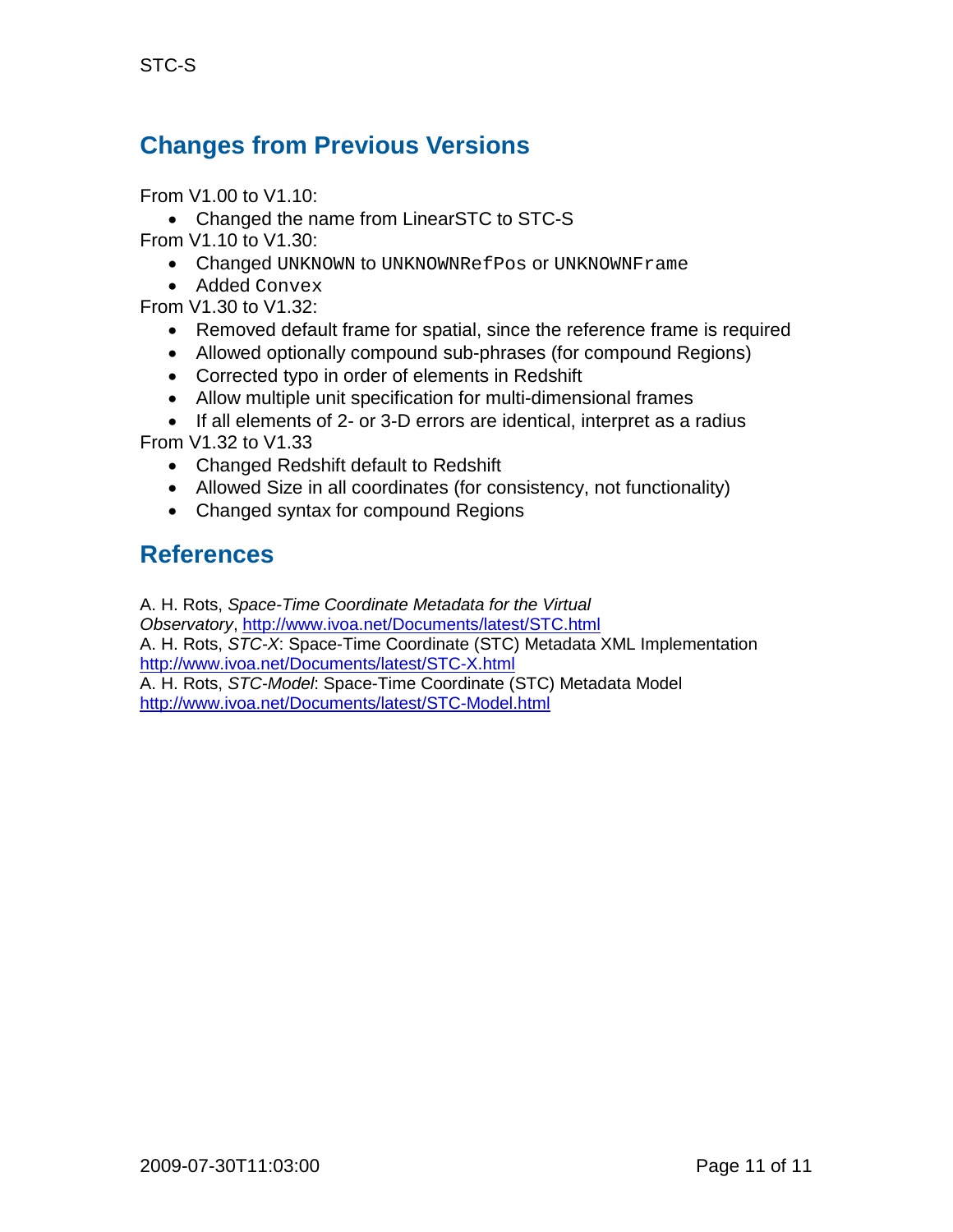## Changes from Previous Versions

From V1.00 to V1.10:

- Changed the name from LinearSTC to STC-S

From V1.10 to V1.30:

- Changed `UNKNOWN` to `UNKNOWNRefPos` or `UNKNOWNFrame`
- Added `Convex`

From V1.30 to V1.32:

- Removed default frame for spatial, since the reference frame is required
- Allowed optionally compound sub-phrases (for compound Regions)
- Corrected typo in order of elements in Redshift
- Allow multiple unit specification for multi-dimensional frames
- If all elements of 2- or 3-D errors are identical, interpret as a radius

From V1.32 to V1.33

- Changed Redshift default to Redshift
- Allowed Size in all coordinates (for consistency, not functionality)
- Changed syntax for compound Regions

## References

A. H. Rots, *Space-Time Coordinate Metadata for the Virtual Observatory*, http://www.ivoa.net/Documents/latest/STC.html
A. H. Rots, *STC-X*: Space-Time Coordinate (STC) Metadata XML Implementation http://www.ivoa.net/Documents/latest/STC-X.html
A. H. Rots, *STC-Model*: Space-Time Coordinate (STC) Metadata Model http://www.ivoa.net/Documents/latest/STC-Model.html